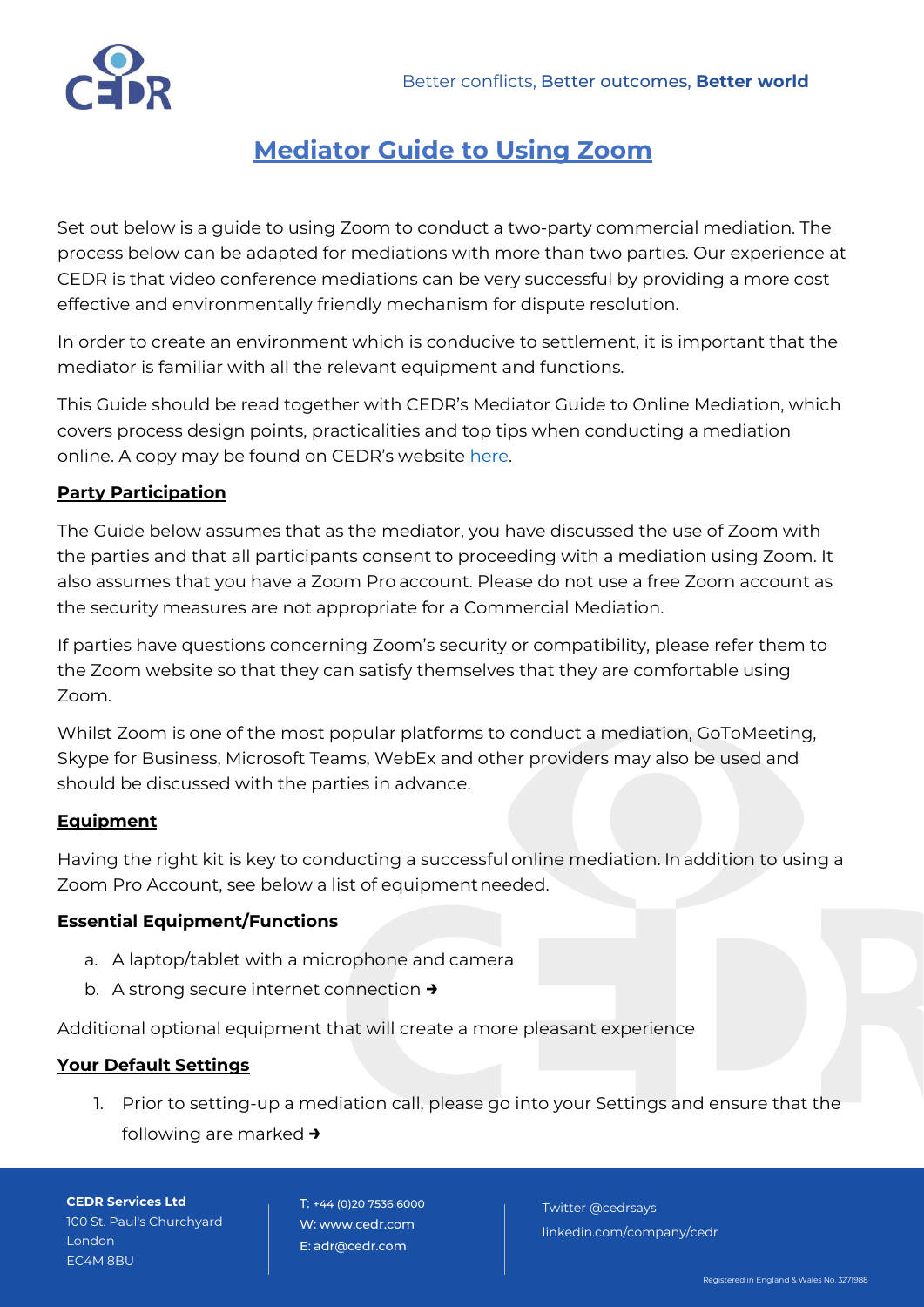# Mediator Guide to Using Zoom

Set out below is a guide to using Zoom to conduct a two-party commercial mediation. The process below can be adapted for mediations with more than two parties. Our experience at CEDR is that video conference mediations can be very successful by providing a more cost effective and environmentally friendly mechanism for dispute resolution.

In order to create an environment which is conducive to settlement, it is important that the mediator is familiar with all the relevant equipment and functions.

This Guide should be read together with CEDR's Mediator Guide to Online Mediation, which covers process design points, practicalities and top tips when conducting a mediation online. A copy may be found on CEDR's website here.

## Party Participation

The Guide below assumes that as the mediator, you have discussed the use of Zoom with the parties and that all participants consent to proceeding with a mediation using Zoom. It also assumes that you have a Zoom Pro account. Please do not use a free Zoom account as the security measures are not appropriate for a Commercial Mediation.

If parties have questions concerning Zoom's security or compatibility, please refer them to the Zoom website so that they can satisfy themselves that they are comfortable using Zoom.

Whilst Zoom is one of the most popular platforms to conduct a mediation, GoToMeeting, Skype for Business, Microsoft Teams, WebEx and other providers may also be used and should be discussed with the parties in advance.

## Equipment

Having the right kit is key to conducting a successful online mediation. In addition to using a Zoom Pro Account, see below a list of equipment needed.

### Essential Equipment/Functions

a. A laptop/tablet with a microphone and camera
b. A strong secure internet connection ➜

Additional optional equipment that will create a more pleasant experience

## Your Default Settings

1. Prior to setting-up a mediation call, please go into your Settings and ensure that the following are marked ➜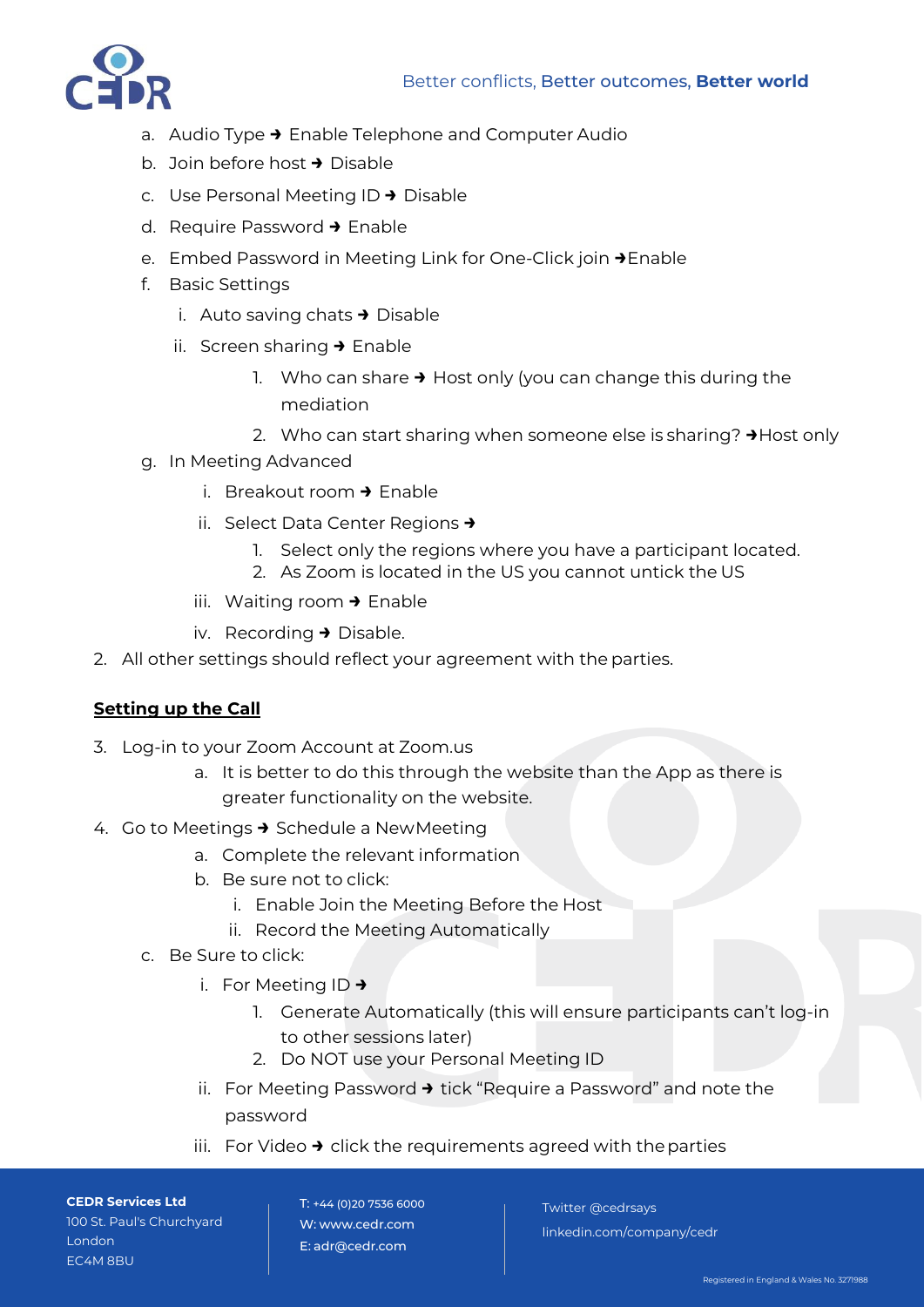a. Audio Type ➜ Enable Telephone and Computer Audio
   b. Join before host ➜ Disable
   c. Use Personal Meeting ID ➜ Disable
   d. Require Password ➜ Enable
   e. Embed Password in Meeting Link for One-Click join ➜Enable
   f. Basic Settings
      i. Auto saving chats ➜ Disable
      ii. Screen sharing ➜ Enable
         1. Who can share ➜ Host only (you can change this during the mediation
         2. Who can start sharing when someone else is sharing? ➜Host only
   g. In Meeting Advanced
      i. Breakout room ➜ Enable
      ii. Select Data Center Regions ➜
         1. Select only the regions where you have a participant located.
         2. As Zoom is located in the US you cannot untick the US
      iii. Waiting room ➜ Enable
      iv. Recording ➜ Disable.

2. All other settings should reflect your agreement with the parties.

**Setting up the Call**

3. Log-in to your Zoom Account at Zoom.us
   a. It is better to do this through the website than the App as there is greater functionality on the website.
4. Go to Meetings ➜ Schedule a New Meeting
   a. Complete the relevant information
   b. Be sure not to click:
      i. Enable Join the Meeting Before the Host
      ii. Record the Meeting Automatically
   c. Be Sure to click:
      i. For Meeting ID ➜
         1. Generate Automatically (this will ensure participants can't log-in to other sessions later)
         2. Do NOT use your Personal Meeting ID
      ii. For Meeting Password ➜ tick "Require a Password" and note the password
      iii. For Video ➜ click the requirements agreed with the parties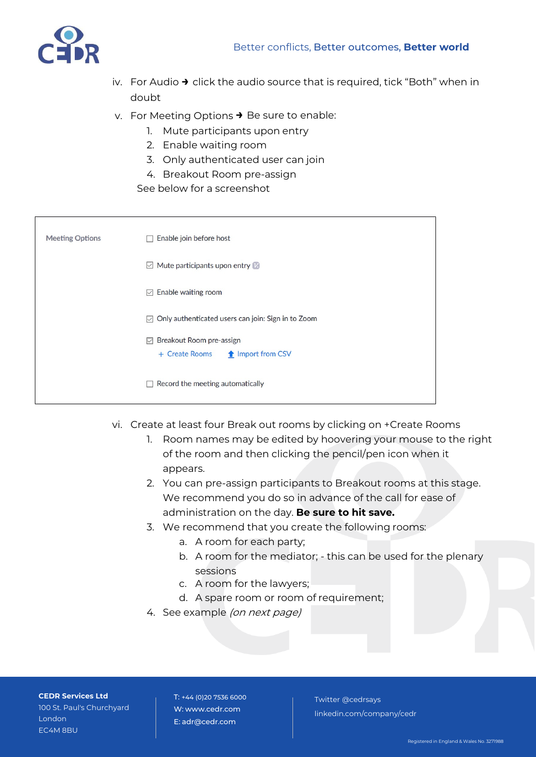iv. For Audio ➜ click the audio source that is required, tick “Both” when in doubt

v. For Meeting Options ➜ Be sure to enable:

   1. Mute participants upon entry
   2. Enable waiting room
   3. Only authenticated user can join
   4. Breakout Room pre-assign

   See below for a screenshot

Meeting Options

- [ ] Enable join before host
- [x] Mute participants upon entry
- [x] Enable waiting room
- [x] Only authenticated users can join: Sign in to Zoom
- [x] Breakout Room pre-assign
  + Create Rooms   Import from CSV
- [ ] Record the meeting automatically

vi. Create at least four Break out rooms by clicking on +Create Rooms

   1. Room names may be edited by hoovering your mouse to the right of the room and then clicking the pencil/pen icon when it appears.
   2. You can pre-assign participants to Breakout rooms at this stage. We recommend you do so in advance of the call for ease of administration on the day. **Be sure to hit save.**
   3. We recommend that you create the following rooms:
      a. A room for each party;
      b. A room for the mediator; - this can be used for the plenary sessions
      c. A room for the lawyers;
      d. A spare room or room of requirement;
   4. See example *(on next page)*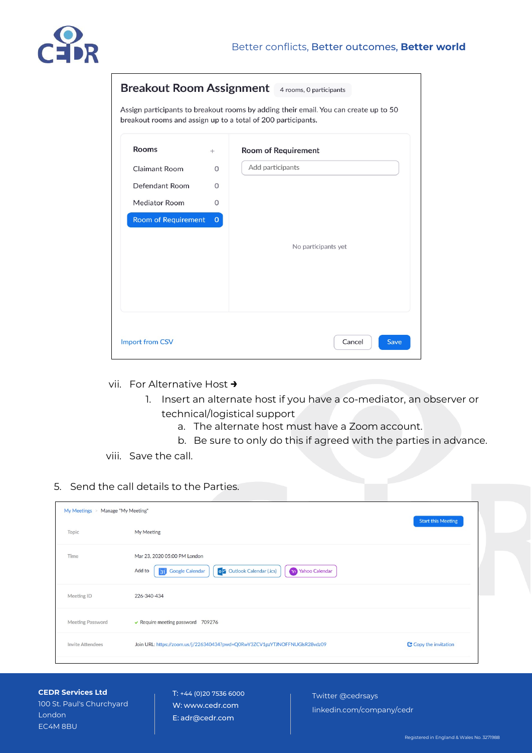**Breakout Room Assignment** 4 rooms, 0 participants

Assign participants to breakout rooms by adding their email. You can create up to 50 breakout rooms and assign up to a total of 200 participants.

| Rooms | + |
|---|---|
| Claimant Room | 0 |
| Defendant Room | 0 |
| Mediator Room | 0 |
| Room of Requirement | 0 |

**Room of Requirement**

Add participants

No participants yet

Import from CSV — Cancel — Save

vii. For Alternative Host ➜
   1. Insert an alternate host if you have a co-mediator, an observer or technical/logistical support
      a. The alternate host must have a Zoom account.
      b. Be sure to only do this if agreed with the parties in advance.

viii. Save the call.

5. Send the call details to the Parties.

My Meetings > Manage "My Meeting"

Start this Meeting

| | |
|---|---|
| Topic | My Meeting |
| Time | Mar 23, 2020 05:00 PM London<br>Add to: Google Calendar, Outlook Calendar (.ics), Yahoo Calendar |
| Meeting ID | 226-340-434 |
| Meeting Password | ✔ Require meeting password 709276 |
| Invite Attendees | Join URL: https://zoom.us/j/226340434?pwd=Q0RwY3ZCV1pzYTJNOFFNUGlsR28vdz09 — Copy the invitation |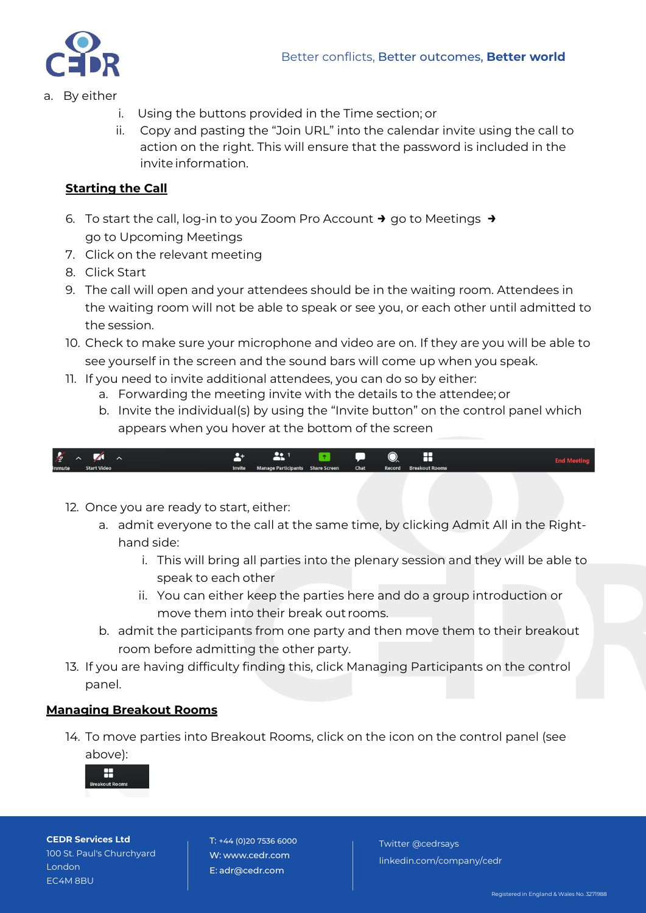a. By either
    i. Using the buttons provided in the Time section; or
    ii. Copy and pasting the "Join URL" into the calendar invite using the call to action on the right. This will ensure that the password is included in the invite information.

## Starting the Call

6. To start the call, log-in to you Zoom Pro Account ➔ go to Meetings ➔ go to Upcoming Meetings
7. Click on the relevant meeting
8. Click Start
9. The call will open and your attendees should be in the waiting room. Attendees in the waiting room will not be able to speak or see you, or each other until admitted to the session.
10. Check to make sure your microphone and video are on. If they are you will be able to see yourself in the screen and the sound bars will come up when you speak.
11. If you need to invite additional attendees, you can do so by either:
    a. Forwarding the meeting invite with the details to the attendee; or
    b. Invite the individual(s) by using the "Invite button" on the control panel which appears when you hover at the bottom of the screen
12. Once you are ready to start, either:
    a. admit everyone to the call at the same time, by clicking Admit All in the Right-hand side:
        i. This will bring all parties into the plenary session and they will be able to speak to each other
        ii. You can either keep the parties here and do a group introduction or move them into their break out rooms.
    b. admit the participants from one party and then move them to their breakout room before admitting the other party.
13. If you are having difficulty finding this, click Managing Participants on the control panel.

## Managing Breakout Rooms

14. To move parties into Breakout Rooms, click on the icon on the control panel (see above):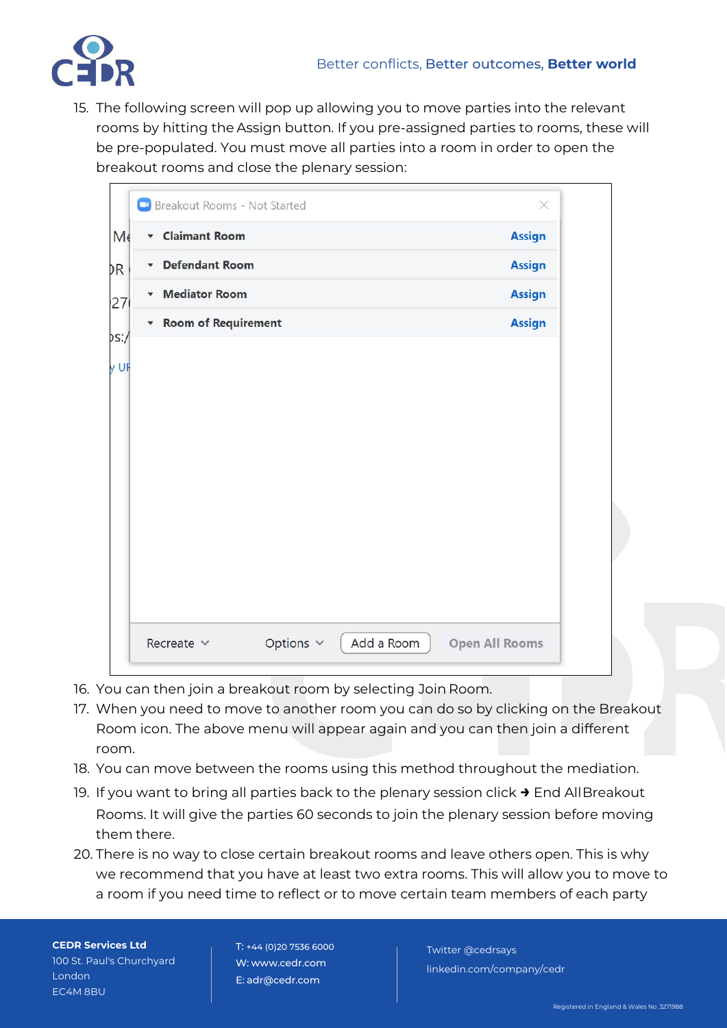15. The following screen will pop up allowing you to move parties into the relevant rooms by hitting the Assign button. If you pre-assigned parties to rooms, these will be pre-populated. You must move all parties into a room in order to open the breakout rooms and close the plenary session:

16. You can then join a breakout room by selecting Join Room.
17. When you need to move to another room you can do so by clicking on the Breakout Room icon. The above menu will appear again and you can then join a different room.
18. You can move between the rooms using this method throughout the mediation.
19. If you want to bring all parties back to the plenary session click ➔ End All Breakout Rooms. It will give the parties 60 seconds to join the plenary session before moving them there.
20. There is no way to close certain breakout rooms and leave others open. This is why we recommend that you have at least two extra rooms. This will allow you to move to a room if you need time to reflect or to move certain team members of each party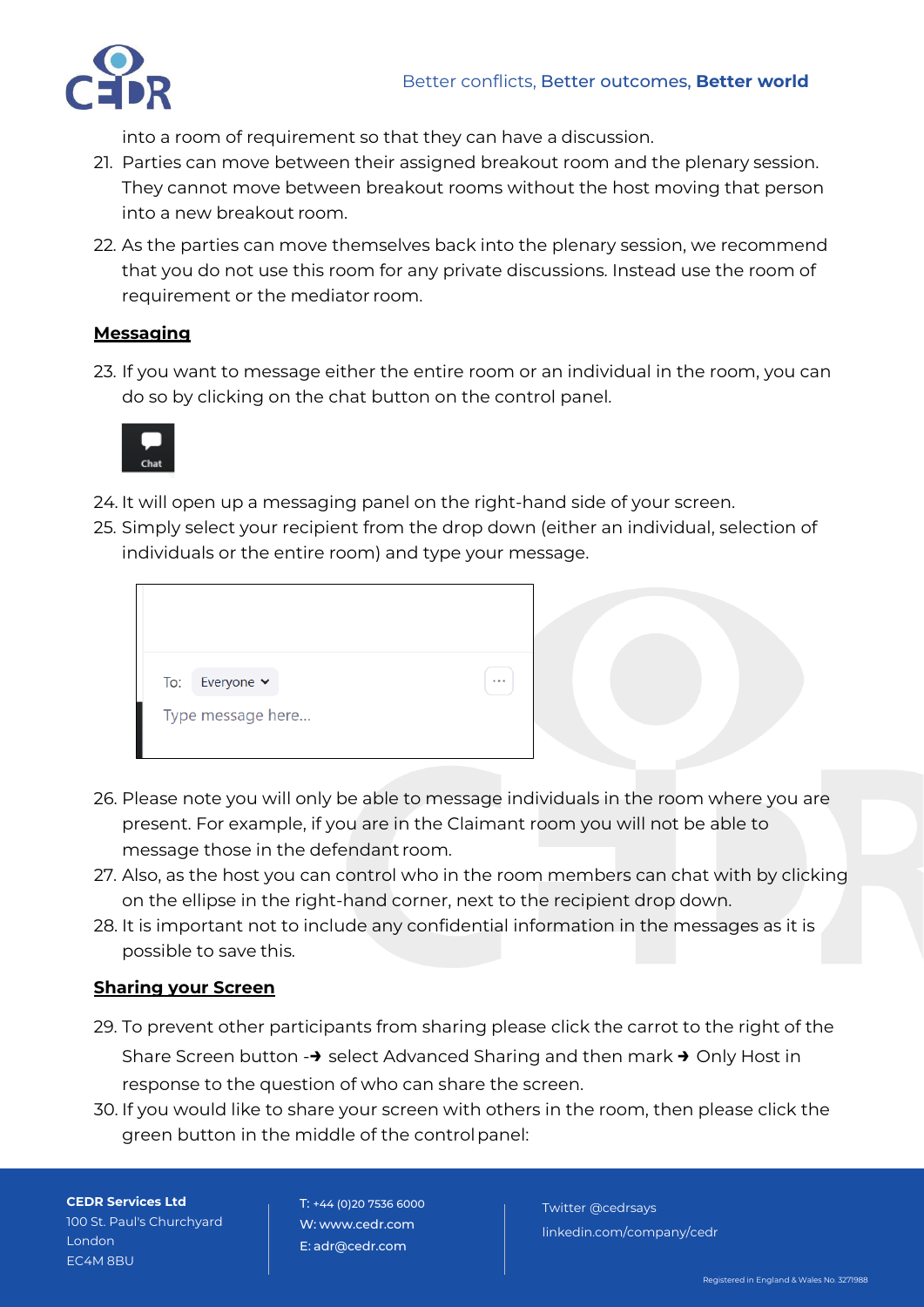into a room of requirement so that they can have a discussion.

21. Parties can move between their assigned breakout room and the plenary session. They cannot move between breakout rooms without the host moving that person into a new breakout room.
22. As the parties can move themselves back into the plenary session, we recommend that you do not use this room for any private discussions. Instead use the room of requirement or the mediator room.

**Messaging**

23. If you want to message either the entire room or an individual in the room, you can do so by clicking on the chat button on the control panel.

Chat

24. It will open up a messaging panel on the right-hand side of your screen.
25. Simply select your recipient from the drop down (either an individual, selection of individuals or the entire room) and type your message.

To: Everyone

Type message here...

26. Please note you will only be able to message individuals in the room where you are present. For example, if you are in the Claimant room you will not be able to message those in the defendant room.
27. Also, as the host you can control who in the room members can chat with by clicking on the ellipse in the right-hand corner, next to the recipient drop down.
28. It is important not to include any confidential information in the messages as it is possible to save this.

**Sharing your Screen**

29. To prevent other participants from sharing please click the carrot to the right of the Share Screen button -➜ select Advanced Sharing and then mark ➜ Only Host in response to the question of who can share the screen.
30. If you would like to share your screen with others in the room, then please click the green button in the middle of the control panel: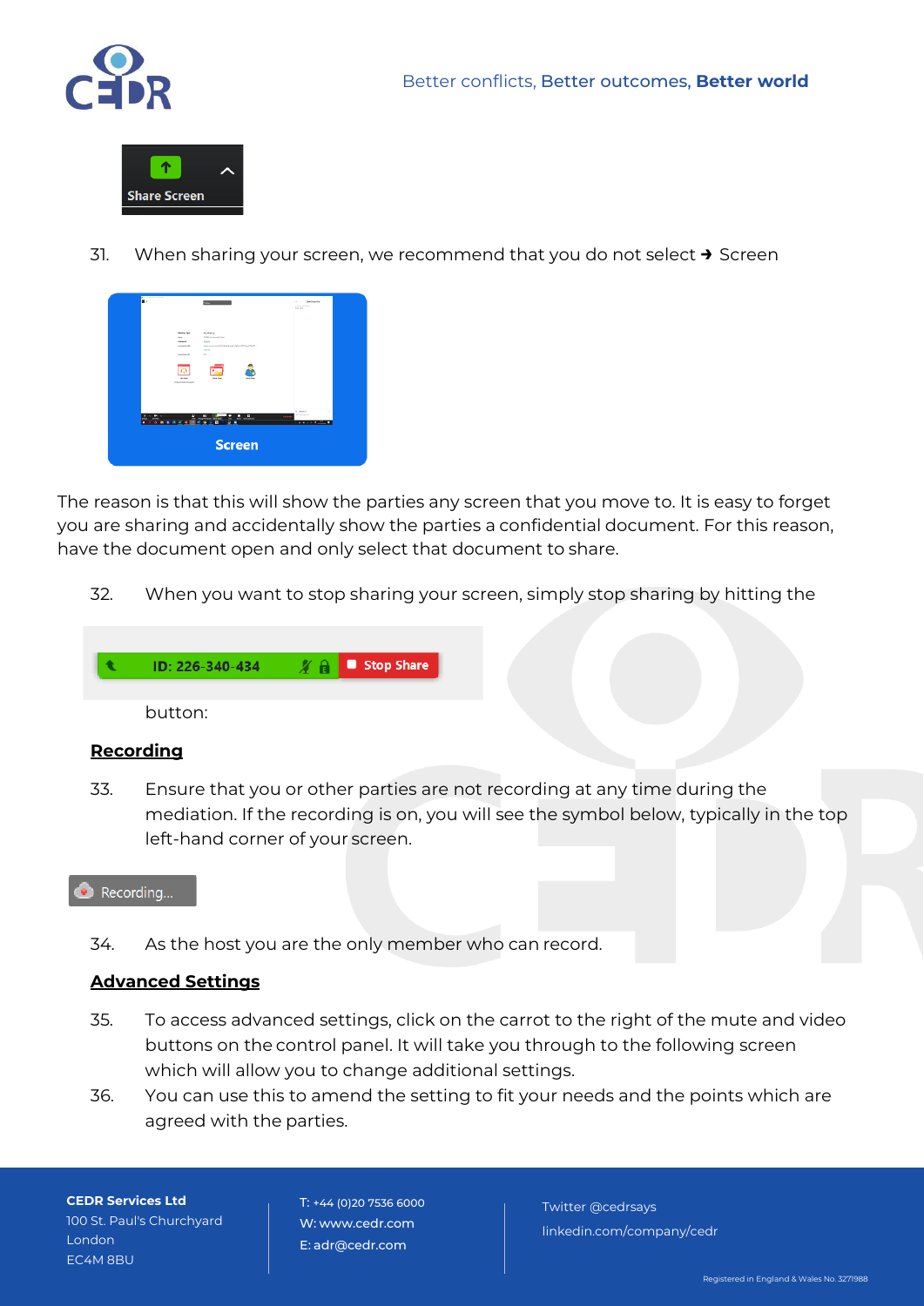31. When sharing your screen, we recommend that you do not select ➔ Screen

The reason is that this will show the parties any screen that you move to. It is easy to forget you are sharing and accidentally show the parties a confidential document. For this reason, have the document open and only select that document to share.

32. When you want to stop sharing your screen, simply stop sharing by hitting the button:

## Recording

33. Ensure that you or other parties are not recording at any time during the mediation. If the recording is on, you will see the symbol below, typically in the top left-hand corner of your screen.

34. As the host you are the only member who can record.

## Advanced Settings

35. To access advanced settings, click on the carrot to the right of the mute and video buttons on the control panel. It will take you through to the following screen which will allow you to change additional settings.

36. You can use this to amend the setting to fit your needs and the points which are agreed with the parties.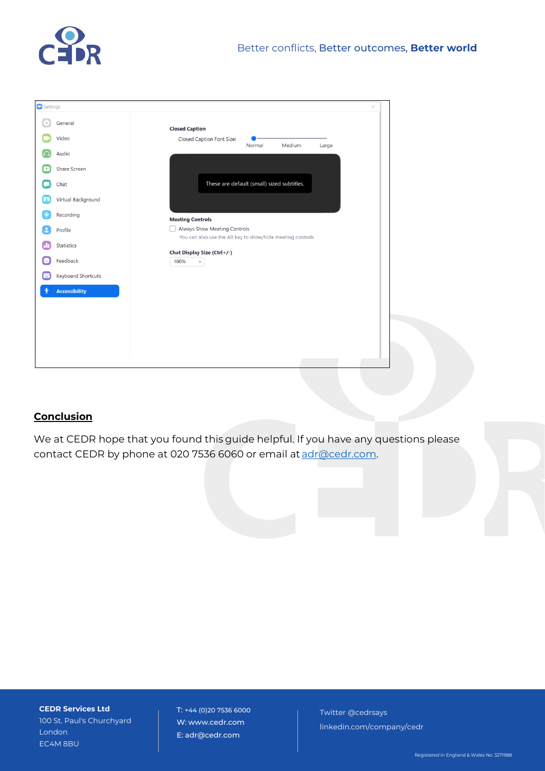## Conclusion

We at CEDR hope that you found this guide helpful. If you have any questions please contact CEDR by phone at 020 7536 6060 or email at adr@cedr.com.